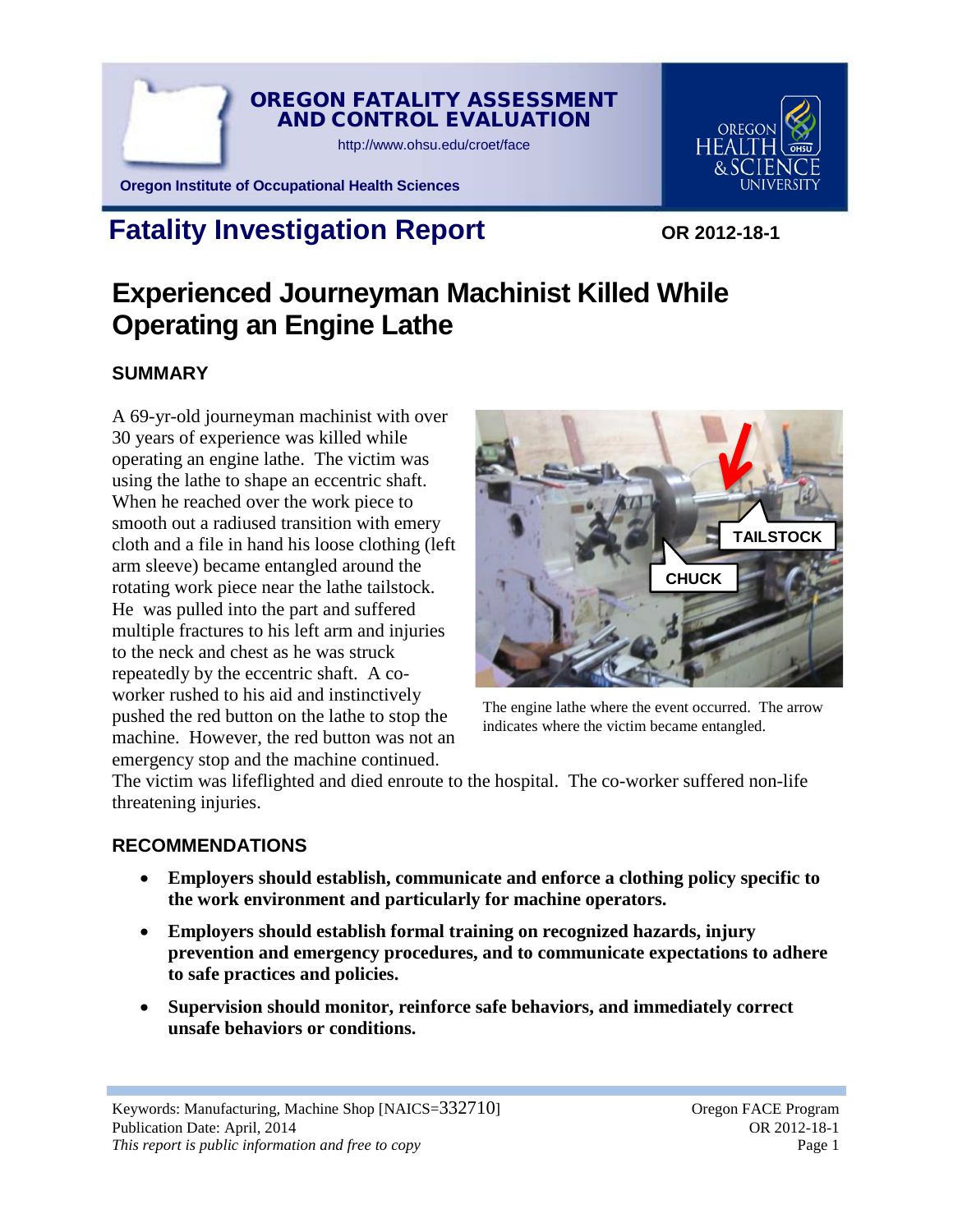# OREGON FATALITY ASSESSMENT AND CONTROL EVALUATION

http://www.ohsu.edu/croet/face

Oregon Institute of Occupational Health Sciences

## Fatality Investigation Report

**OR 2012-18-1**

# Experienced Journeyman Machinist Killed While Operating an Engine Lathe

### SUMMARY

A 69-yr-old journeyman machinist with over 30 years of experience was killed while operating an engine lathe. The victim was using the lathe to shape an eccentric shaft. When he reached over the work piece to smooth out a radiused transition with emery cloth and a file in hand his loose clothing (left arm sleeve) became entangled around the rotating work piece near the lathe tailstock. He was pulled into the part and suffered multiple fractures to his left arm and injuries to the neck and chest as he was struck repeatedly by the eccentric shaft. A co-worker rushed to his aid and instinctively pushed the red button on the lathe to stop the machine. However, the red button was not an emergency stop and the machine continued. The victim was lifeflighted and died enroute to the hospital. The co-worker suffered non-life threatening injuries.

The engine lathe where the event occurred. The arrow indicates where the victim became entangled.

### RECOMMENDATIONS

- **Employers should establish, communicate and enforce a clothing policy specific to the work environment and particularly for machine operators.**
- **Employers should establish formal training on recognized hazards, injury prevention and emergency procedures, and to communicate expectations to adhere to safe practices and policies.**
- **Supervision should monitor, reinforce safe behaviors, and immediately correct unsafe behaviors or conditions.**

Keywords: Manufacturing, Machine Shop [NAICS=332710]
Publication Date: April, 2014
*This report is public information and free to copy*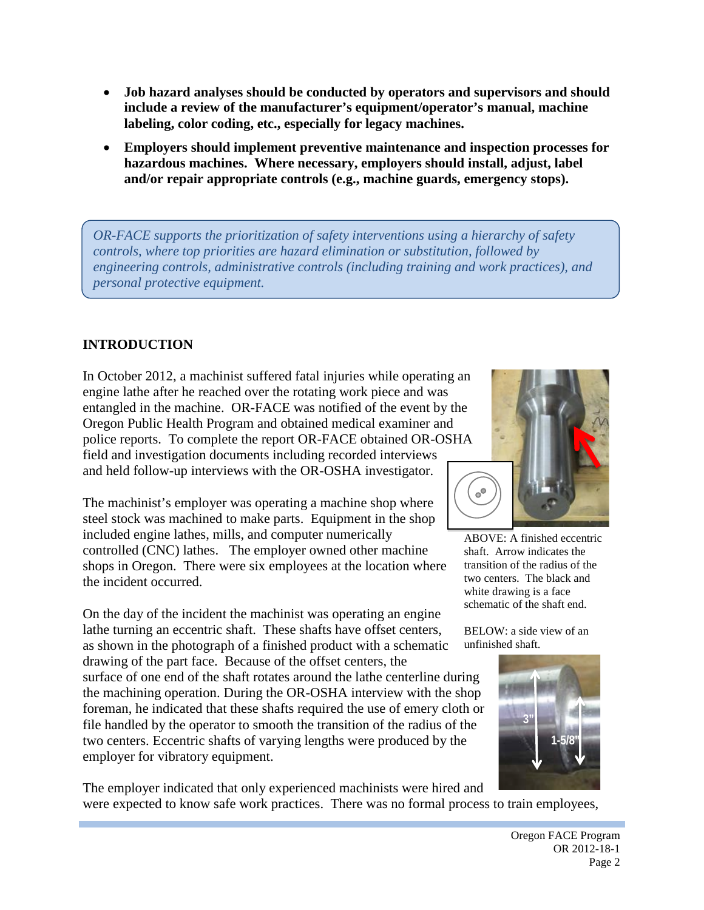- **Job hazard analyses should be conducted by operators and supervisors and should include a review of the manufacturer's equipment/operator's manual, machine labeling, color coding, etc., especially for legacy machines.**
- **Employers should implement preventive maintenance and inspection processes for hazardous machines. Where necessary, employers should install, adjust, label and/or repair appropriate controls (e.g., machine guards, emergency stops).**

*OR-FACE supports the prioritization of safety interventions using a hierarchy of safety controls, where top priorities are hazard elimination or substitution, followed by engineering controls, administrative controls (including training and work practices), and personal protective equipment.*

## INTRODUCTION

In October 2012, a machinist suffered fatal injuries while operating an engine lathe after he reached over the rotating work piece and was entangled in the machine. OR-FACE was notified of the event by the Oregon Public Health Program and obtained medical examiner and police reports. To complete the report OR-FACE obtained OR-OSHA field and investigation documents including recorded interviews and held follow-up interviews with the OR-OSHA investigator.

The machinist's employer was operating a machine shop where steel stock was machined to make parts. Equipment in the shop included engine lathes, mills, and computer numerically controlled (CNC) lathes. The employer owned other machine shops in Oregon. There were six employees at the location where the incident occurred.

ABOVE: A finished eccentric shaft. Arrow indicates the transition of the radius of the two centers. The black and white drawing is a face schematic of the shaft end.

BELOW: a side view of an unfinished shaft.

On the day of the incident the machinist was operating an engine lathe turning an eccentric shaft. These shafts have offset centers, as shown in the photograph of a finished product with a schematic drawing of the part face. Because of the offset centers, the surface of one end of the shaft rotates around the lathe centerline during the machining operation. During the OR-OSHA interview with the shop foreman, he indicated that these shafts required the use of emery cloth or file handled by the operator to smooth the transition of the radius of the two centers. Eccentric shafts of varying lengths were produced by the employer for vibratory equipment.

The employer indicated that only experienced machinists were hired and were expected to know safe work practices. There was no formal process to train employees,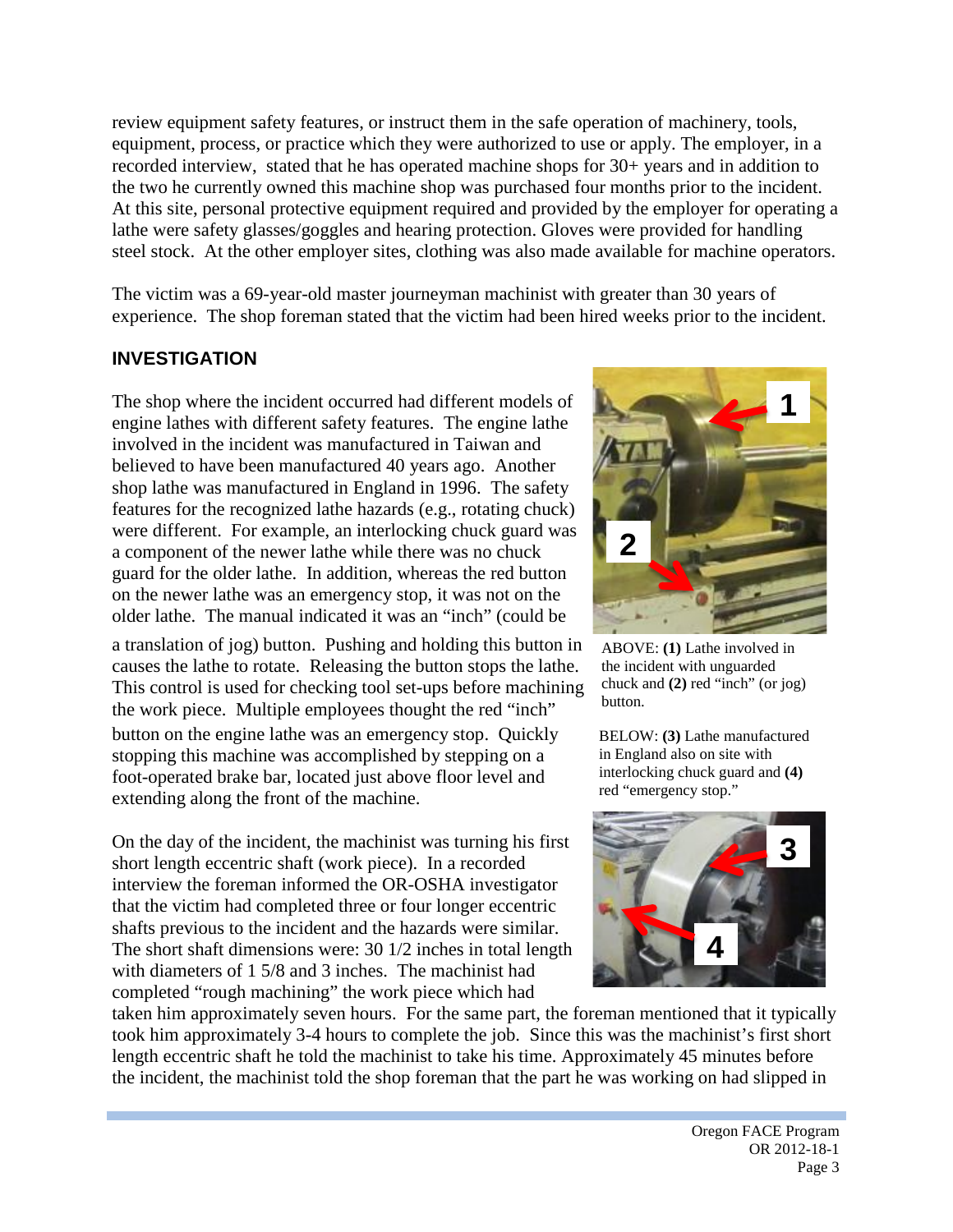review equipment safety features, or instruct them in the safe operation of machinery, tools, equipment, process, or practice which they were authorized to use or apply. The employer, in a recorded interview, stated that he has operated machine shops for 30+ years and in addition to the two he currently owned this machine shop was purchased four months prior to the incident. At this site, personal protective equipment required and provided by the employer for operating a lathe were safety glasses/goggles and hearing protection. Gloves were provided for handling steel stock. At the other employer sites, clothing was also made available for machine operators.

The victim was a 69-year-old master journeyman machinist with greater than 30 years of experience. The shop foreman stated that the victim had been hired weeks prior to the incident.

## INVESTIGATION

The shop where the incident occurred had different models of engine lathes with different safety features. The engine lathe involved in the incident was manufactured in Taiwan and believed to have been manufactured 40 years ago. Another shop lathe was manufactured in England in 1996. The safety features for the recognized lathe hazards (e.g., rotating chuck) were different. For example, an interlocking chuck guard was a component of the newer lathe while there was no chuck guard for the older lathe. In addition, whereas the red button on the newer lathe was an emergency stop, it was not on the older lathe. The manual indicated it was an "inch" (could be a translation of jog) button. Pushing and holding this button in causes the lathe to rotate. Releasing the button stops the lathe. This control is used for checking tool set-ups before machining the work piece. Multiple employees thought the red "inch" button on the engine lathe was an emergency stop. Quickly stopping this machine was accomplished by stepping on a foot-operated brake bar, located just above floor level and extending along the front of the machine.

ABOVE: **(1)** Lathe involved in the incident with unguarded chuck and **(2)** red "inch" (or jog) button.

BELOW: **(3)** Lathe manufactured in England also on site with interlocking chuck guard and **(4)** red "emergency stop."

On the day of the incident, the machinist was turning his first short length eccentric shaft (work piece). In a recorded interview the foreman informed the OR-OSHA investigator that the victim had completed three or four longer eccentric shafts previous to the incident and the hazards were similar. The short shaft dimensions were: 30 1/2 inches in total length with diameters of 1 5/8 and 3 inches. The machinist had completed "rough machining" the work piece which had taken him approximately seven hours. For the same part, the foreman mentioned that it typically took him approximately 3-4 hours to complete the job. Since this was the machinist's first short length eccentric shaft he told the machinist to take his time. Approximately 45 minutes before the incident, the machinist told the shop foreman that the part he was working on had slipped in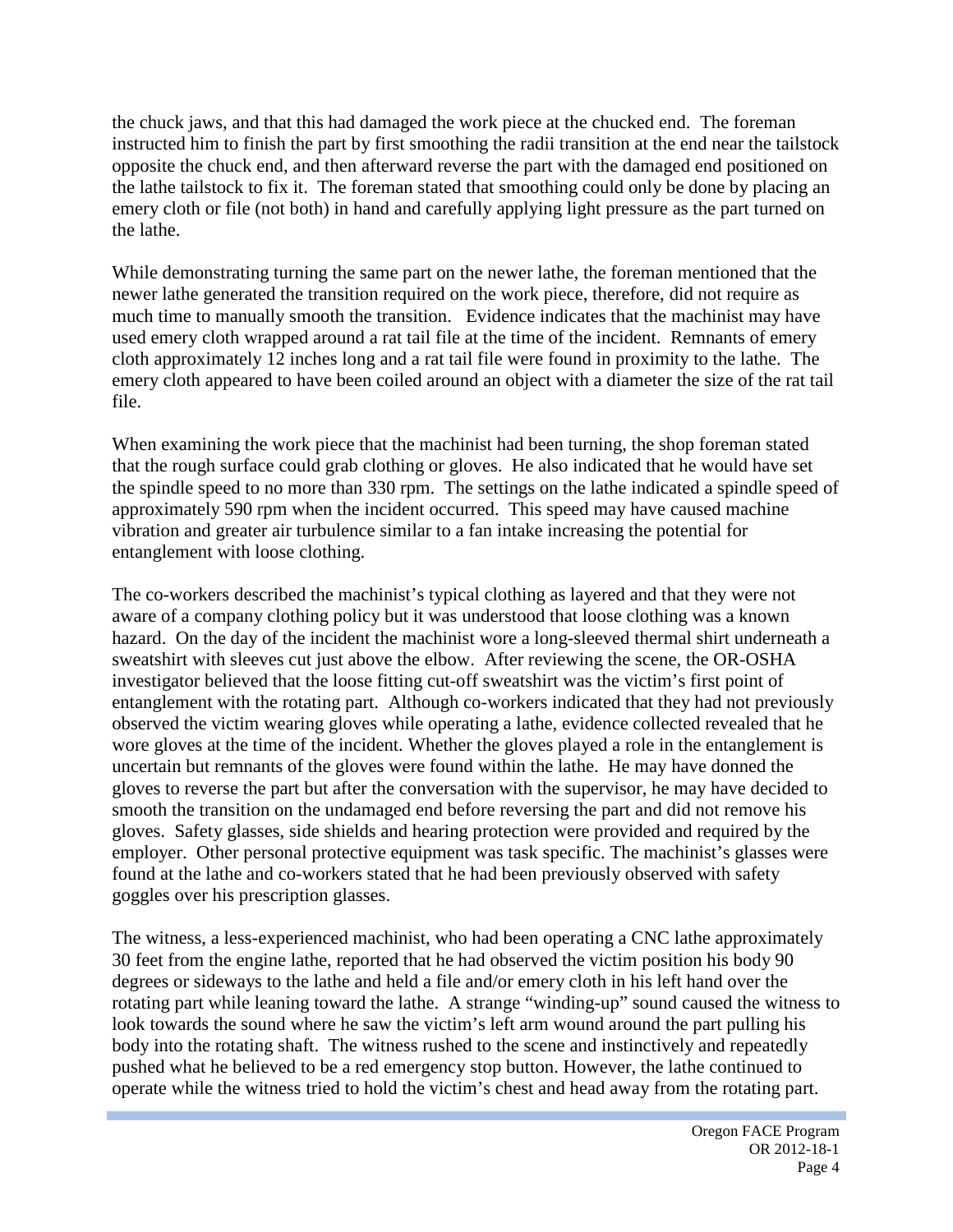the chuck jaws, and that this had damaged the work piece at the chucked end. The foreman instructed him to finish the part by first smoothing the radii transition at the end near the tailstock opposite the chuck end, and then afterward reverse the part with the damaged end positioned on the lathe tailstock to fix it. The foreman stated that smoothing could only be done by placing an emery cloth or file (not both) in hand and carefully applying light pressure as the part turned on the lathe.

While demonstrating turning the same part on the newer lathe, the foreman mentioned that the newer lathe generated the transition required on the work piece, therefore, did not require as much time to manually smooth the transition. Evidence indicates that the machinist may have used emery cloth wrapped around a rat tail file at the time of the incident. Remnants of emery cloth approximately 12 inches long and a rat tail file were found in proximity to the lathe. The emery cloth appeared to have been coiled around an object with a diameter the size of the rat tail file.

When examining the work piece that the machinist had been turning, the shop foreman stated that the rough surface could grab clothing or gloves. He also indicated that he would have set the spindle speed to no more than 330 rpm. The settings on the lathe indicated a spindle speed of approximately 590 rpm when the incident occurred. This speed may have caused machine vibration and greater air turbulence similar to a fan intake increasing the potential for entanglement with loose clothing.

The co-workers described the machinist's typical clothing as layered and that they were not aware of a company clothing policy but it was understood that loose clothing was a known hazard. On the day of the incident the machinist wore a long-sleeved thermal shirt underneath a sweatshirt with sleeves cut just above the elbow. After reviewing the scene, the OR-OSHA investigator believed that the loose fitting cut-off sweatshirt was the victim's first point of entanglement with the rotating part. Although co-workers indicated that they had not previously observed the victim wearing gloves while operating a lathe, evidence collected revealed that he wore gloves at the time of the incident. Whether the gloves played a role in the entanglement is uncertain but remnants of the gloves were found within the lathe. He may have donned the gloves to reverse the part but after the conversation with the supervisor, he may have decided to smooth the transition on the undamaged end before reversing the part and did not remove his gloves. Safety glasses, side shields and hearing protection were provided and required by the employer. Other personal protective equipment was task specific. The machinist's glasses were found at the lathe and co-workers stated that he had been previously observed with safety goggles over his prescription glasses.

The witness, a less-experienced machinist, who had been operating a CNC lathe approximately 30 feet from the engine lathe, reported that he had observed the victim position his body 90 degrees or sideways to the lathe and held a file and/or emery cloth in his left hand over the rotating part while leaning toward the lathe. A strange "winding-up" sound caused the witness to look towards the sound where he saw the victim's left arm wound around the part pulling his body into the rotating shaft. The witness rushed to the scene and instinctively and repeatedly pushed what he believed to be a red emergency stop button. However, the lathe continued to operate while the witness tried to hold the victim's chest and head away from the rotating part.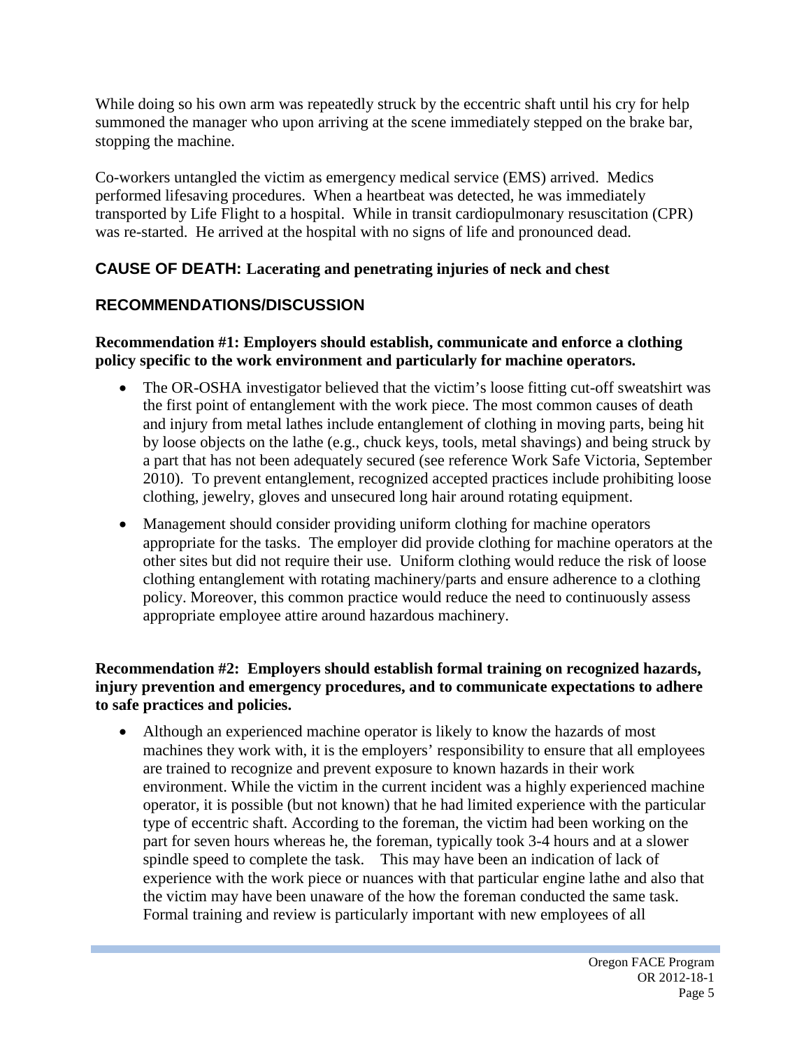While doing so his own arm was repeatedly struck by the eccentric shaft until his cry for help summoned the manager who upon arriving at the scene immediately stepped on the brake bar, stopping the machine.

Co-workers untangled the victim as emergency medical service (EMS) arrived. Medics performed lifesaving procedures. When a heartbeat was detected, he was immediately transported by Life Flight to a hospital. While in transit cardiopulmonary resuscitation (CPR) was re-started. He arrived at the hospital with no signs of life and pronounced dead.

## CAUSE OF DEATH: Lacerating and penetrating injuries of neck and chest

## RECOMMENDATIONS/DISCUSSION

**Recommendation #1: Employers should establish, communicate and enforce a clothing policy specific to the work environment and particularly for machine operators.**

- The OR-OSHA investigator believed that the victim's loose fitting cut-off sweatshirt was the first point of entanglement with the work piece. The most common causes of death and injury from metal lathes include entanglement of clothing in moving parts, being hit by loose objects on the lathe (e.g., chuck keys, tools, metal shavings) and being struck by a part that has not been adequately secured (see reference Work Safe Victoria, September 2010). To prevent entanglement, recognized accepted practices include prohibiting loose clothing, jewelry, gloves and unsecured long hair around rotating equipment.
- Management should consider providing uniform clothing for machine operators appropriate for the tasks. The employer did provide clothing for machine operators at the other sites but did not require their use. Uniform clothing would reduce the risk of loose clothing entanglement with rotating machinery/parts and ensure adherence to a clothing policy. Moreover, this common practice would reduce the need to continuously assess appropriate employee attire around hazardous machinery.

**Recommendation #2: Employers should establish formal training on recognized hazards, injury prevention and emergency procedures, and to communicate expectations to adhere to safe practices and policies.**

- Although an experienced machine operator is likely to know the hazards of most machines they work with, it is the employers' responsibility to ensure that all employees are trained to recognize and prevent exposure to known hazards in their work environment. While the victim in the current incident was a highly experienced machine operator, it is possible (but not known) that he had limited experience with the particular type of eccentric shaft. According to the foreman, the victim had been working on the part for seven hours whereas he, the foreman, typically took 3-4 hours and at a slower spindle speed to complete the task. This may have been an indication of lack of experience with the work piece or nuances with that particular engine lathe and also that the victim may have been unaware of the how the foreman conducted the same task. Formal training and review is particularly important with new employees of all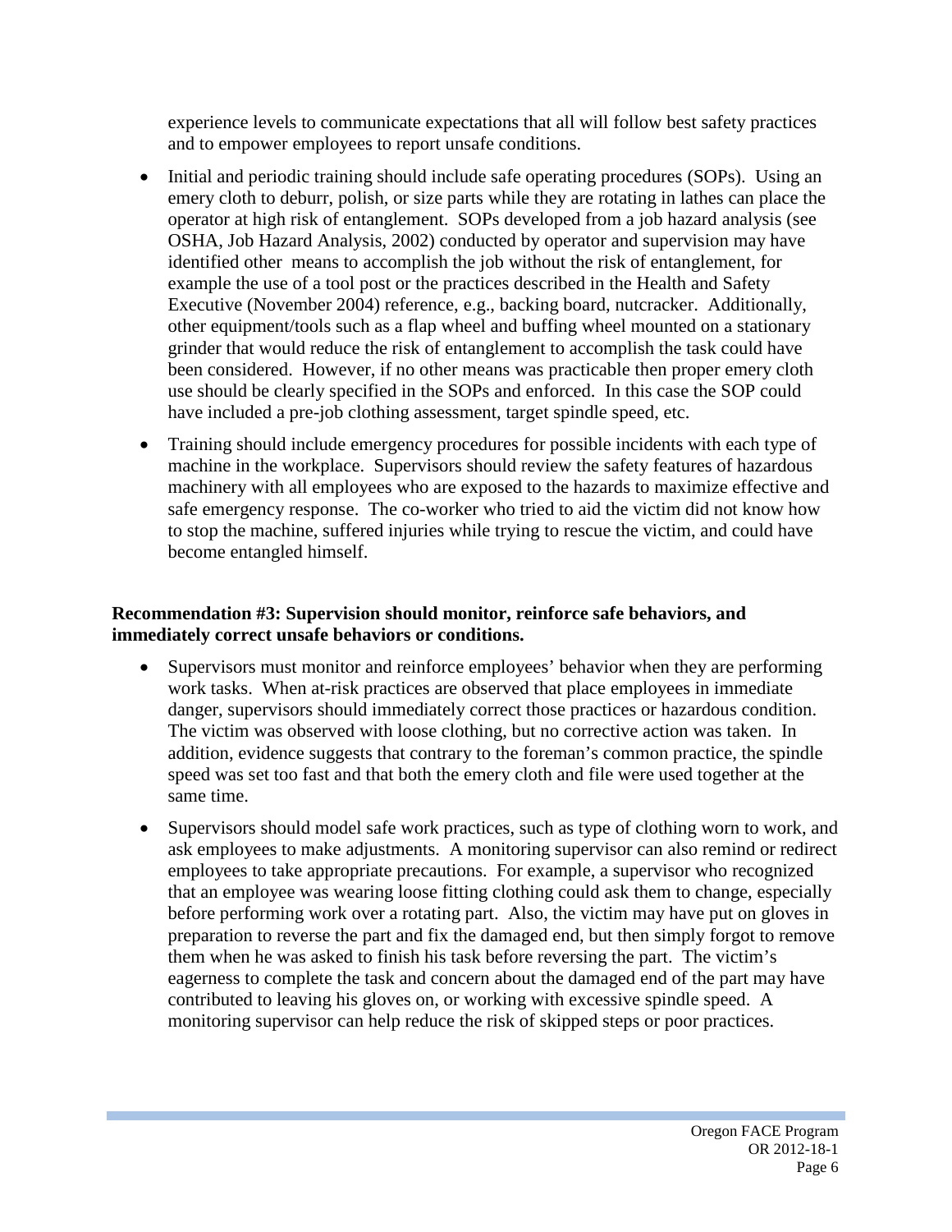experience levels to communicate expectations that all will follow best safety practices and to empower employees to report unsafe conditions.

- Initial and periodic training should include safe operating procedures (SOPs). Using an emery cloth to deburr, polish, or size parts while they are rotating in lathes can place the operator at high risk of entanglement. SOPs developed from a job hazard analysis (see OSHA, Job Hazard Analysis, 2002) conducted by operator and supervision may have identified other means to accomplish the job without the risk of entanglement, for example the use of a tool post or the practices described in the Health and Safety Executive (November 2004) reference, e.g., backing board, nutcracker. Additionally, other equipment/tools such as a flap wheel and buffing wheel mounted on a stationary grinder that would reduce the risk of entanglement to accomplish the task could have been considered. However, if no other means was practicable then proper emery cloth use should be clearly specified in the SOPs and enforced. In this case the SOP could have included a pre-job clothing assessment, target spindle speed, etc.
- Training should include emergency procedures for possible incidents with each type of machine in the workplace. Supervisors should review the safety features of hazardous machinery with all employees who are exposed to the hazards to maximize effective and safe emergency response. The co-worker who tried to aid the victim did not know how to stop the machine, suffered injuries while trying to rescue the victim, and could have become entangled himself.

**Recommendation #3: Supervision should monitor, reinforce safe behaviors, and immediately correct unsafe behaviors or conditions.**

- Supervisors must monitor and reinforce employees' behavior when they are performing work tasks. When at-risk practices are observed that place employees in immediate danger, supervisors should immediately correct those practices or hazardous condition. The victim was observed with loose clothing, but no corrective action was taken. In addition, evidence suggests that contrary to the foreman's common practice, the spindle speed was set too fast and that both the emery cloth and file were used together at the same time.
- Supervisors should model safe work practices, such as type of clothing worn to work, and ask employees to make adjustments. A monitoring supervisor can also remind or redirect employees to take appropriate precautions. For example, a supervisor who recognized that an employee was wearing loose fitting clothing could ask them to change, especially before performing work over a rotating part. Also, the victim may have put on gloves in preparation to reverse the part and fix the damaged end, but then simply forgot to remove them when he was asked to finish his task before reversing the part. The victim's eagerness to complete the task and concern about the damaged end of the part may have contributed to leaving his gloves on, or working with excessive spindle speed. A monitoring supervisor can help reduce the risk of skipped steps or poor practices.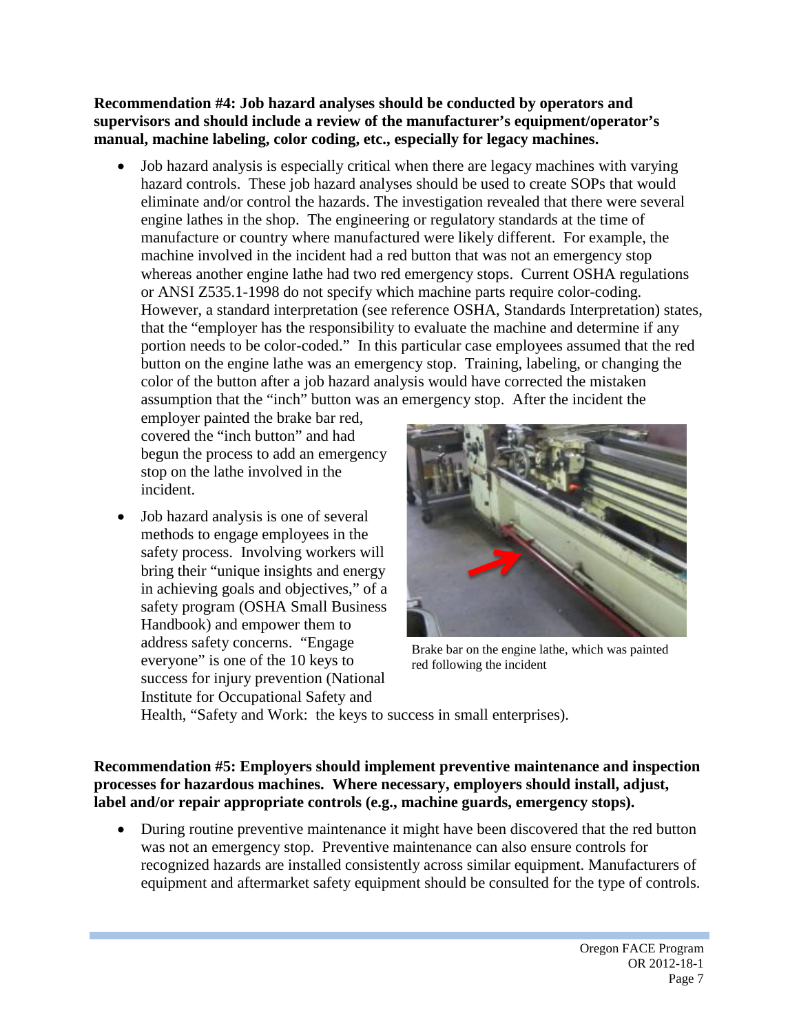**Recommendation #4: Job hazard analyses should be conducted by operators and supervisors and should include a review of the manufacturer's equipment/operator's manual, machine labeling, color coding, etc., especially for legacy machines.**

- Job hazard analysis is especially critical when there are legacy machines with varying hazard controls. These job hazard analyses should be used to create SOPs that would eliminate and/or control the hazards. The investigation revealed that there were several engine lathes in the shop. The engineering or regulatory standards at the time of manufacture or country where manufactured were likely different. For example, the machine involved in the incident had a red button that was not an emergency stop whereas another engine lathe had two red emergency stops. Current OSHA regulations or ANSI Z535.1-1998 do not specify which machine parts require color-coding. However, a standard interpretation (see reference OSHA, Standards Interpretation) states, that the "employer has the responsibility to evaluate the machine and determine if any portion needs to be color-coded." In this particular case employees assumed that the red button on the engine lathe was an emergency stop. Training, labeling, or changing the color of the button after a job hazard analysis would have corrected the mistaken assumption that the "inch" button was an emergency stop. After the incident the employer painted the brake bar red, covered the "inch button" and had begun the process to add an emergency stop on the lathe involved in the incident.

Brake bar on the engine lathe, which was painted red following the incident

- Job hazard analysis is one of several methods to engage employees in the safety process. Involving workers will bring their "unique insights and energy in achieving goals and objectives," of a safety program (OSHA Small Business Handbook) and empower them to address safety concerns. "Engage everyone" is one of the 10 keys to success for injury prevention (National Institute for Occupational Safety and Health, "Safety and Work: the keys to success in small enterprises).

**Recommendation #5: Employers should implement preventive maintenance and inspection processes for hazardous machines. Where necessary, employers should install, adjust, label and/or repair appropriate controls (e.g., machine guards, emergency stops).**

- During routine preventive maintenance it might have been discovered that the red button was not an emergency stop. Preventive maintenance can also ensure controls for recognized hazards are installed consistently across similar equipment. Manufacturers of equipment and aftermarket safety equipment should be consulted for the type of controls.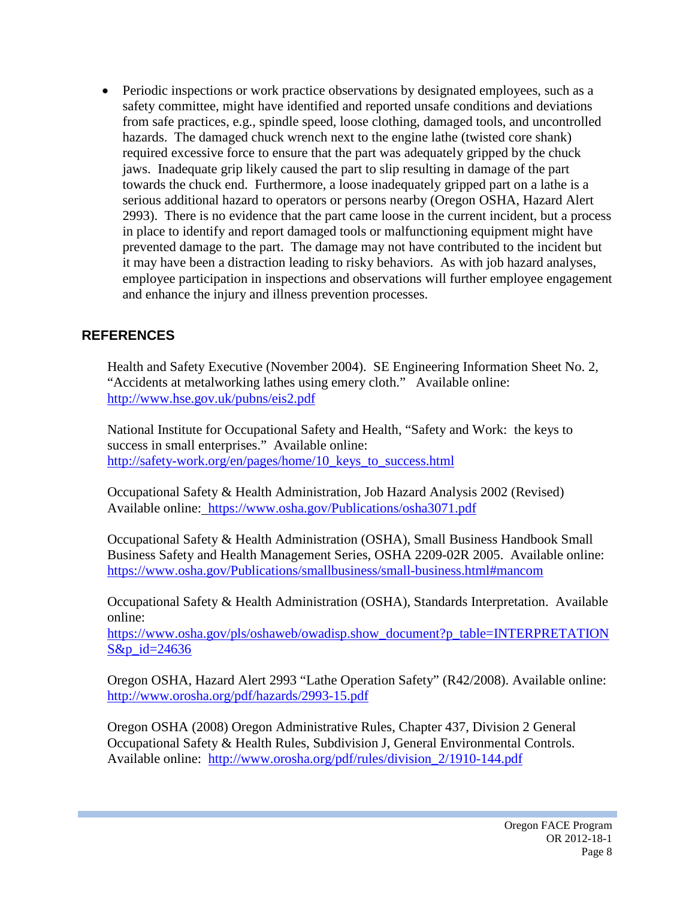- Periodic inspections or work practice observations by designated employees, such as a safety committee, might have identified and reported unsafe conditions and deviations from safe practices, e.g., spindle speed, loose clothing, damaged tools, and uncontrolled hazards. The damaged chuck wrench next to the engine lathe (twisted core shank) required excessive force to ensure that the part was adequately gripped by the chuck jaws. Inadequate grip likely caused the part to slip resulting in damage of the part towards the chuck end. Furthermore, a loose inadequately gripped part on a lathe is a serious additional hazard to operators or persons nearby (Oregon OSHA, Hazard Alert 2993). There is no evidence that the part came loose in the current incident, but a process in place to identify and report damaged tools or malfunctioning equipment might have prevented damage to the part. The damage may not have contributed to the incident but it may have been a distraction leading to risky behaviors. As with job hazard analyses, employee participation in inspections and observations will further employee engagement and enhance the injury and illness prevention processes.

## REFERENCES

Health and Safety Executive (November 2004). SE Engineering Information Sheet No. 2, "Accidents at metalworking lathes using emery cloth." Available online: http://www.hse.gov.uk/pubns/eis2.pdf

National Institute for Occupational Safety and Health, "Safety and Work: the keys to success in small enterprises." Available online: http://safety-work.org/en/pages/home/10_keys_to_success.html

Occupational Safety & Health Administration, Job Hazard Analysis 2002 (Revised) Available online: https://www.osha.gov/Publications/osha3071.pdf

Occupational Safety & Health Administration (OSHA), Small Business Handbook Small Business Safety and Health Management Series, OSHA 2209-02R 2005. Available online: https://www.osha.gov/Publications/smallbusiness/small-business.html#mancom

Occupational Safety & Health Administration (OSHA), Standards Interpretation. Available online: https://www.osha.gov/pls/oshaweb/owadisp.show_document?p_table=INTERPRETATIONS&p_id=24636

Oregon OSHA, Hazard Alert 2993 "Lathe Operation Safety" (R42/2008). Available online: http://www.orosha.org/pdf/hazards/2993-15.pdf

Oregon OSHA (2008) Oregon Administrative Rules, Chapter 437, Division 2 General Occupational Safety & Health Rules, Subdivision J, General Environmental Controls. Available online: http://www.orosha.org/pdf/rules/division_2/1910-144.pdf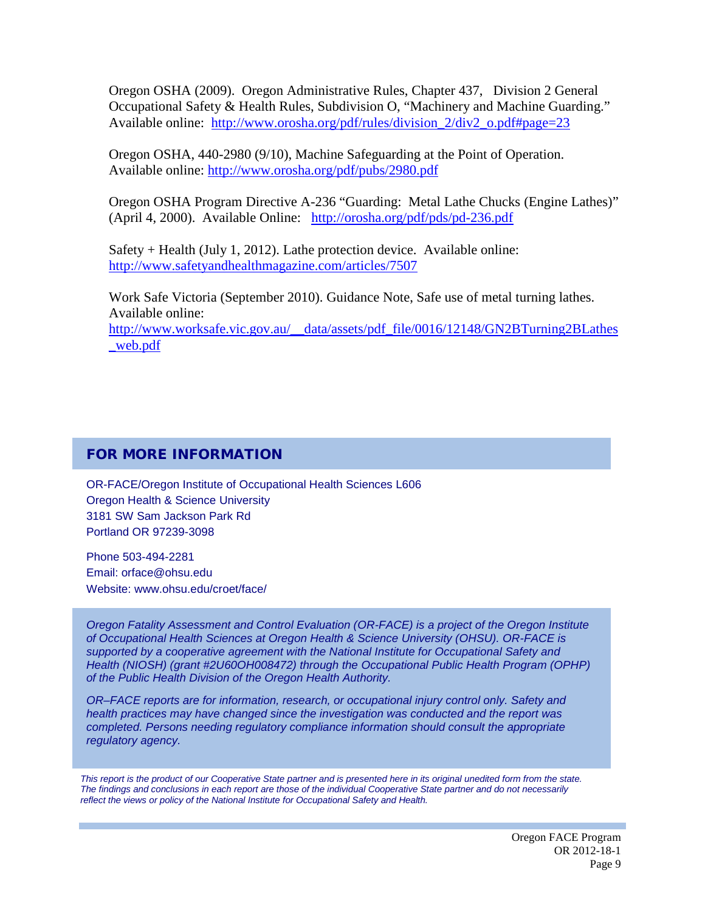Oregon OSHA (2009). Oregon Administrative Rules, Chapter 437, Division 2 General Occupational Safety & Health Rules, Subdivision O, "Machinery and Machine Guarding." Available online: http://www.orosha.org/pdf/rules/division_2/div2_o.pdf#page=23

Oregon OSHA, 440-2980 (9/10), Machine Safeguarding at the Point of Operation. Available online: http://www.orosha.org/pdf/pubs/2980.pdf

Oregon OSHA Program Directive A-236 "Guarding: Metal Lathe Chucks (Engine Lathes)" (April 4, 2000). Available Online: http://orosha.org/pdf/pds/pd-236.pdf

Safety + Health (July 1, 2012). Lathe protection device. Available online: http://www.safetyandhealthmagazine.com/articles/7507

Work Safe Victoria (September 2010). Guidance Note, Safe use of metal turning lathes. Available online: http://www.worksafe.vic.gov.au/__data/assets/pdf_file/0016/12148/GN2BTurning2BLathes_web.pdf

## FOR MORE INFORMATION

OR-FACE/Oregon Institute of Occupational Health Sciences L606
Oregon Health & Science University
3181 SW Sam Jackson Park Rd
Portland OR 97239-3098

Phone 503-494-2281
Email: orface@ohsu.edu
Website: www.ohsu.edu/croet/face/

*Oregon Fatality Assessment and Control Evaluation (OR-FACE) is a project of the Oregon Institute of Occupational Health Sciences at Oregon Health & Science University (OHSU). OR-FACE is supported by a cooperative agreement with the National Institute for Occupational Safety and Health (NIOSH) (grant #2U60OH008472) through the Occupational Public Health Program (OPHP) of the Public Health Division of the Oregon Health Authority.*

*OR–FACE reports are for information, research, or occupational injury control only. Safety and health practices may have changed since the investigation was conducted and the report was completed. Persons needing regulatory compliance information should consult the appropriate regulatory agency.*

*This report is the product of our Cooperative State partner and is presented here in its original unedited form from the state. The findings and conclusions in each report are those of the individual Cooperative State partner and do not necessarily reflect the views or policy of the National Institute for Occupational Safety and Health.*